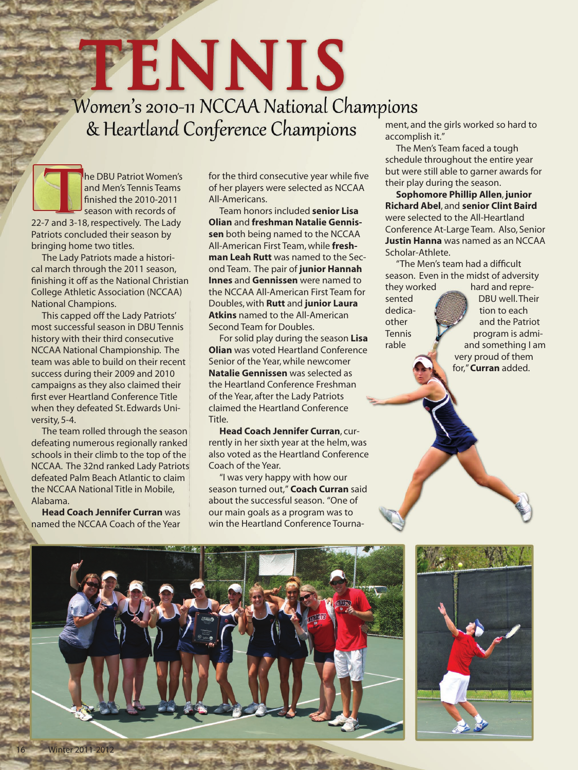# TENNIS

## Women's 2010-11 NCCAA National Champions & Heartland Conference Champions

The DBU Patriot Women's and Men's Tennis Teams finished the 2010-2011 season with records of 22-7 and 3-18, respectively. The Lady Patriots concluded their season by bringing home two titles.

The Lady Patriots made a historical march through the 2011 season, finishing it off as the National Christian College Athletic Association (NCCAA) National Champions.

This capped off the Lady Patriots' most successful season in DBU Tennis history with their third consecutive NCCAA National Championship. The team was able to build on their recent success during their 2009 and 2010 campaigns as they also claimed their first ever Heartland Conference Title when they defeated St. Edwards University, 5-4.

The team rolled through the season defeating numerous regionally ranked schools in their climb to the top of the NCCAA. The 32nd ranked Lady Patriots defeated Palm Beach Atlantic to claim the NCCAA National Title in Mobile, Alabama.

**Head Coach Jennifer Curran** was named the NCCAA Coach of the Year for the third consecutive year while five of her players were selected as NCCAA All-Americans.

Team honors included **senior Lisa Olian** and **freshman Natalie Gennissen** both being named to the NCCAA All-American First Team, while **freshman Leah Rutt** was named to the Second Team. The pair of **junior Hannah Innes** and **Gennissen** were named to the NCCAA All-American First Team for Doubles, with **Rutt** and **junior Laura Atkins** named to the All-American Second Team for Doubles.

For solid play during the season **Lisa Olian** was voted Heartland Conference Senior of the Year, while newcomer **Natalie Gennissen** was selected as the Heartland Conference Freshman of the Year, after the Lady Patriots claimed the Heartland Conference Title.

**Head Coach Jennifer Curran**, currently in her sixth year at the helm, was also voted as the Heartland Conference Coach of the Year.

"I was very happy with how our season turned out," **Coach Curran** said about the successful season. "One of our main goals as a program was to win the Heartland Conference Tournament, and the girls worked so hard to accomplish it."

The Men's Team faced a tough schedule throughout the entire year but were still able to garner awards for their play during the season.

**Sophomore Phillip Allen**, **junior Richard Abel**, and **senior Clint Baird** were selected to the All-Heartland Conference At-Large Team. Also, Senior **Justin Hanna** was named as an NCCAA Scholar-Athlete.

"The Men's team had a difficult season. Even in the midst of adversity they worked hard and represented DBU well. Their dedication to each other and the Patriot Tennis program is admirable and something I am very proud of them for," **Curran** added.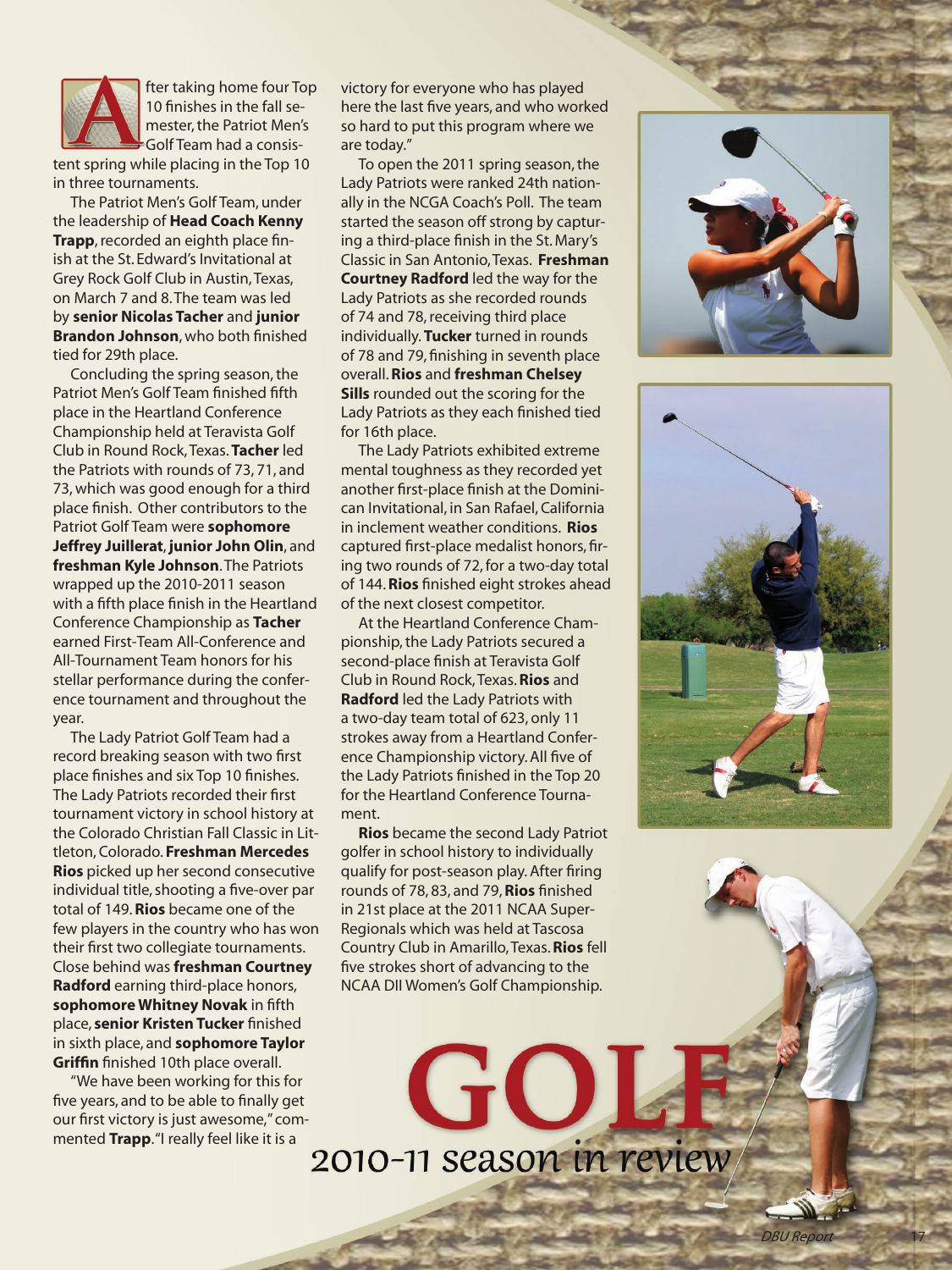# GOLF

## 2010-11 season in review

After taking home four Top 10 finishes in the fall semester, the Patriot Men's Golf Team had a consistent spring while placing in the Top 10 in three tournaments.

The Patriot Men's Golf Team, under the leadership of **Head Coach Kenny Trapp**, recorded an eighth place finish at the St. Edward's Invitational at Grey Rock Golf Club in Austin, Texas, on March 7 and 8. The team was led by **senior Nicolas Tacher** and **junior Brandon Johnson**, who both finished tied for 29th place.

Concluding the spring season, the Patriot Men's Golf Team finished fifth place in the Heartland Conference Championship held at Teravista Golf Club in Round Rock, Texas. **Tacher** led the Patriots with rounds of 73, 71, and 73, which was good enough for a third place finish. Other contributors to the Patriot Golf Team were **sophomore Jeffrey Juillerat**, **junior John Olin**, and **freshman Kyle Johnson**. The Patriots wrapped up the 2010-2011 season with a fifth place finish in the Heartland Conference Championship as **Tacher** earned First-Team All-Conference and All-Tournament Team honors for his stellar performance during the conference tournament and throughout the year.

The Lady Patriot Golf Team had a record breaking season with two first place finishes and six Top 10 finishes. The Lady Patriots recorded their first tournament victory in school history at the Colorado Christian Fall Classic in Littleton, Colorado. **Freshman Mercedes Rios** picked up her second consecutive individual title, shooting a five-over par total of 149. **Rios** became one of the few players in the country who has won their first two collegiate tournaments. Close behind was **freshman Courtney Radford** earning third-place honors, **sophomore Whitney Novak** in fifth place, **senior Kristen Tucker** finished in sixth place, and **sophomore Taylor Griffin** finished 10th place overall.

"We have been working for this for five years, and to be able to finally get our first victory is just awesome," commented **Trapp**. "I really feel like it is a victory for everyone who has played here the last five years, and who worked so hard to put this program where we are today."

To open the 2011 spring season, the Lady Patriots were ranked 24th nationally in the NCGA Coach's Poll. The team started the season off strong by capturing a third-place finish in the St. Mary's Classic in San Antonio, Texas. **Freshman Courtney Radford** led the way for the Lady Patriots as she recorded rounds of 74 and 78, receiving third place individually. **Tucker** turned in rounds of 78 and 79, finishing in seventh place overall. **Rios** and **freshman Chelsey Sills** rounded out the scoring for the Lady Patriots as they each finished tied for 16th place.

The Lady Patriots exhibited extreme mental toughness as they recorded yet another first-place finish at the Dominican Invitational, in San Rafael, California in inclement weather conditions. **Rios** captured first-place medalist honors, firing two rounds of 72, for a two-day total of 144. **Rios** finished eight strokes ahead of the next closest competitor.

At the Heartland Conference Championship, the Lady Patriots secured a second-place finish at Teravista Golf Club in Round Rock, Texas. **Rios** and **Radford** led the Lady Patriots with a two-day team total of 623, only 11 strokes away from a Heartland Conference Championship victory. All five of the Lady Patriots finished in the Top 20 for the Heartland Conference Tournament.

**Rios** became the second Lady Patriot golfer in school history to individually qualify for post-season play. After firing rounds of 78, 83, and 79, **Rios** finished in 21st place at the 2011 NCAA Super-Regionals which was held at Tascosa Country Club in Amarillo, Texas. **Rios** fell five strokes short of advancing to the NCAA DII Women's Golf Championship.